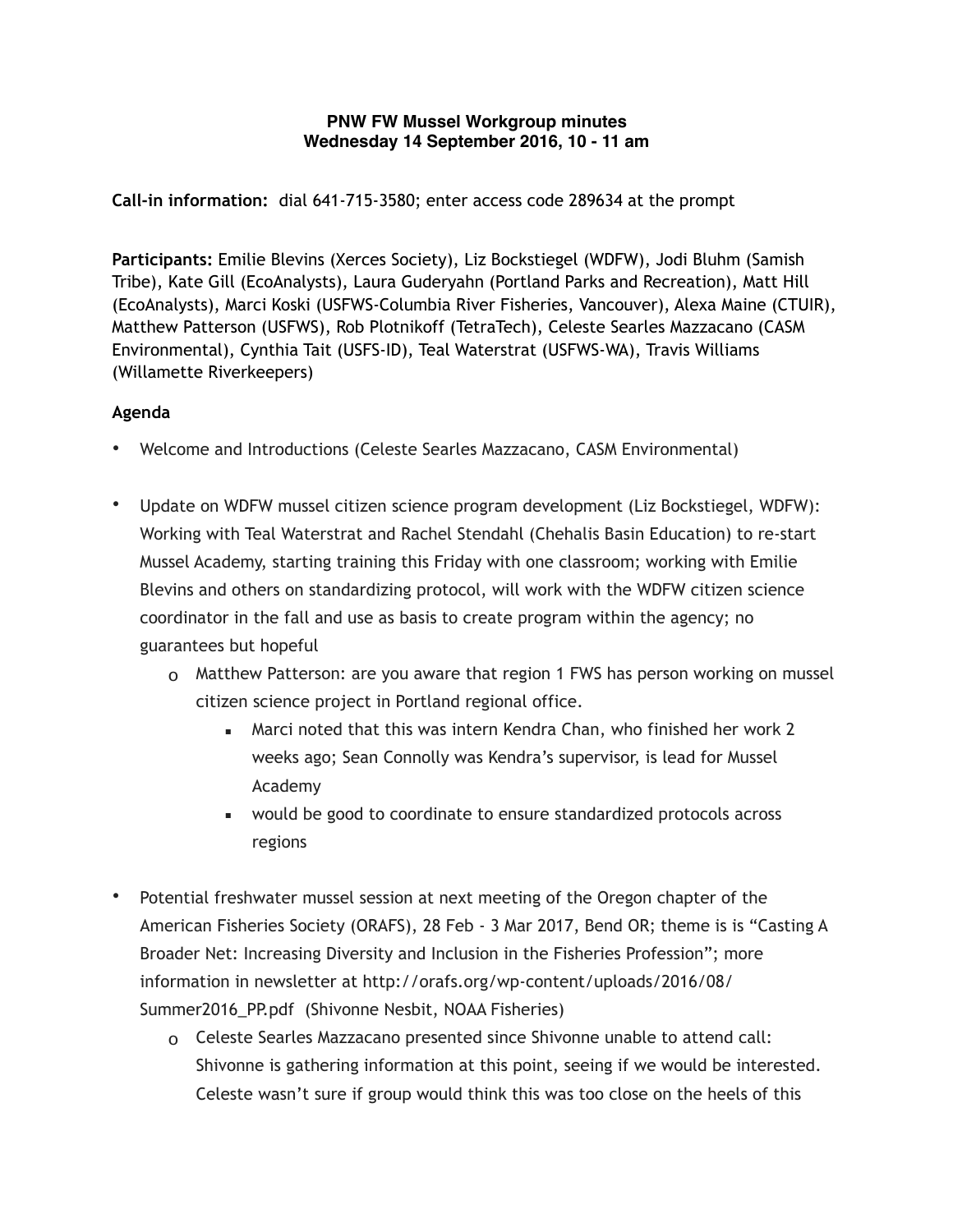**PNW FW Mussel Workgroup minutes**
**Wednesday 14 September 2016, 10 - 11 am**

**Call-in information:** dial 641-715-3580; enter access code 289634 at the prompt

**Participants:** Emilie Blevins (Xerces Society), Liz Bockstiegel (WDFW), Jodi Bluhm (Samish Tribe), Kate Gill (EcoAnalysts), Laura Guderyahn (Portland Parks and Recreation), Matt Hill (EcoAnalysts), Marci Koski (USFWS-Columbia River Fisheries, Vancouver), Alexa Maine (CTUIR), Matthew Patterson (USFWS), Rob Plotnikoff (TetraTech), Celeste Searles Mazzacano (CASM Environmental), Cynthia Tait (USFS-ID), Teal Waterstrat (USFWS-WA), Travis Williams (Willamette Riverkeepers)

**Agenda**

- Welcome and Introductions (Celeste Searles Mazzacano, CASM Environmental)

- Update on WDFW mussel citizen science program development (Liz Bockstiegel, WDFW): Working with Teal Waterstrat and Rachel Stendahl (Chehalis Basin Education) to re-start Mussel Academy, starting training this Friday with one classroom; working with Emilie Blevins and others on standardizing protocol, will work with the WDFW citizen science coordinator in the fall and use as basis to create program within the agency; no guarantees but hopeful
  - Matthew Patterson: are you aware that region 1 FWS has person working on mussel citizen science project in Portland regional office.
    - Marci noted that this was intern Kendra Chan, who finished her work 2 weeks ago; Sean Connolly was Kendra's supervisor, is lead for Mussel Academy
    - would be good to coordinate to ensure standardized protocols across regions

- Potential freshwater mussel session at next meeting of the Oregon chapter of the American Fisheries Society (ORAFS), 28 Feb - 3 Mar 2017, Bend OR; theme is is "Casting A Broader Net: Increasing Diversity and Inclusion in the Fisheries Profession"; more information in newsletter at http://orafs.org/wp-content/uploads/2016/08/Summer2016_PP.pdf (Shivonne Nesbit, NOAA Fisheries)
  - Celeste Searles Mazzacano presented since Shivonne unable to attend call: Shivonne is gathering information at this point, seeing if we would be interested. Celeste wasn't sure if group would think this was too close on the heels of this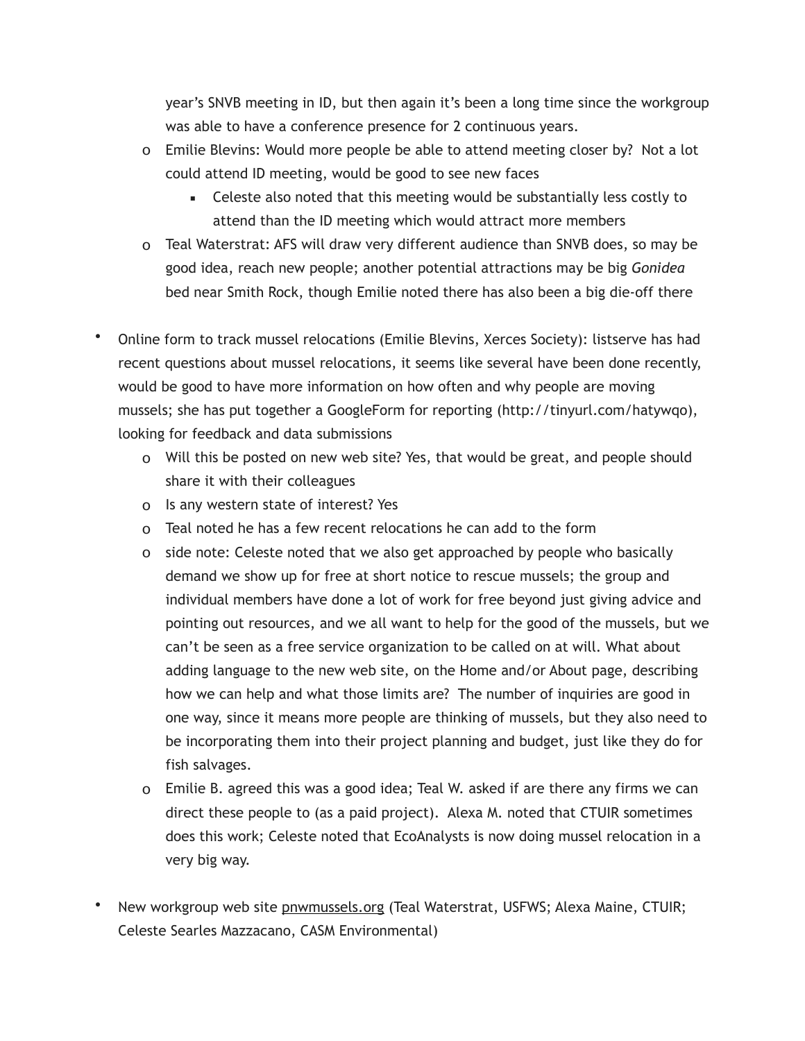year's SNVB meeting in ID, but then again it's been a long time since the workgroup was able to have a conference presence for 2 continuous years.

- Emilie Blevins: Would more people be able to attend meeting closer by? Not a lot could attend ID meeting, would be good to see new faces
  - Celeste also noted that this meeting would be substantially less costly to attend than the ID meeting which would attract more members
- Teal Waterstrat: AFS will draw very different audience than SNVB does, so may be good idea, reach new people; another potential attractions may be big *Gonidea* bed near Smith Rock, though Emilie noted there has also been a big die-off there

- Online form to track mussel relocations (Emilie Blevins, Xerces Society): listserve has had recent questions about mussel relocations, it seems like several have been done recently, would be good to have more information on how often and why people are moving mussels; she has put together a GoogleForm for reporting (http://tinyurl.com/hatywqo), looking for feedback and data submissions
  - Will this be posted on new web site? Yes, that would be great, and people should share it with their colleagues
  - Is any western state of interest? Yes
  - Teal noted he has a few recent relocations he can add to the form
  - side note: Celeste noted that we also get approached by people who basically demand we show up for free at short notice to rescue mussels; the group and individual members have done a lot of work for free beyond just giving advice and pointing out resources, and we all want to help for the good of the mussels, but we can't be seen as a free service organization to be called on at will. What about adding language to the new web site, on the Home and/or About page, describing how we can help and what those limits are? The number of inquiries are good in one way, since it means more people are thinking of mussels, but they also need to be incorporating them into their project planning and budget, just like they do for fish salvages.
  - Emilie B. agreed this was a good idea; Teal W. asked if are there any firms we can direct these people to (as a paid project). Alexa M. noted that CTUIR sometimes does this work; Celeste noted that EcoAnalysts is now doing mussel relocation in a very big way.

- New workgroup web site pnwmussels.org (Teal Waterstrat, USFWS; Alexa Maine, CTUIR; Celeste Searles Mazzacano, CASM Environmental)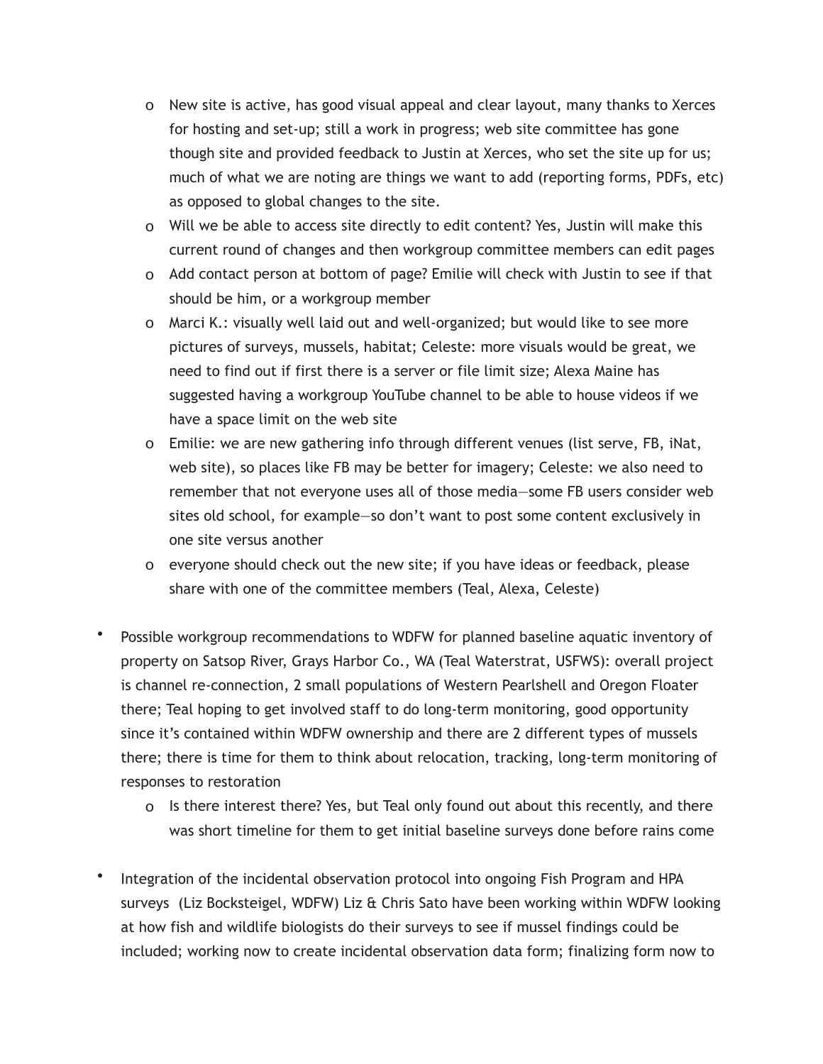- New site is active, has good visual appeal and clear layout, many thanks to Xerces for hosting and set-up; still a work in progress; web site committee has gone though site and provided feedback to Justin at Xerces, who set the site up for us; much of what we are noting are things we want to add (reporting forms, PDFs, etc) as opposed to global changes to the site.
  - Will we be able to access site directly to edit content? Yes, Justin will make this current round of changes and then workgroup committee members can edit pages
  - Add contact person at bottom of page? Emilie will check with Justin to see if that should be him, or a workgroup member
  - Marci K.: visually well laid out and well-organized; but would like to see more pictures of surveys, mussels, habitat; Celeste: more visuals would be great, we need to find out if first there is a server or file limit size; Alexa Maine has suggested having a workgroup YouTube channel to be able to house videos if we have a space limit on the web site
  - Emilie: we are new gathering info through different venues (list serve, FB, iNat, web site), so places like FB may be better for imagery; Celeste: we also need to remember that not everyone uses all of those media—some FB users consider web sites old school, for example—so don't want to post some content exclusively in one site versus another
  - everyone should check out the new site; if you have ideas or feedback, please share with one of the committee members (Teal, Alexa, Celeste)

- Possible workgroup recommendations to WDFW for planned baseline aquatic inventory of property on Satsop River, Grays Harbor Co., WA (Teal Waterstrat, USFWS): overall project is channel re-connection, 2 small populations of Western Pearlshell and Oregon Floater there; Teal hoping to get involved staff to do long-term monitoring, good opportunity since it's contained within WDFW ownership and there are 2 different types of mussels there; there is time for them to think about relocation, tracking, long-term monitoring of responses to restoration
  - Is there interest there? Yes, but Teal only found out about this recently, and there was short timeline for them to get initial baseline surveys done before rains come

- Integration of the incidental observation protocol into ongoing Fish Program and HPA surveys (Liz Bocksteigel, WDFW) Liz & Chris Sato have been working within WDFW looking at how fish and wildlife biologists do their surveys to see if mussel findings could be included; working now to create incidental observation data form; finalizing form now to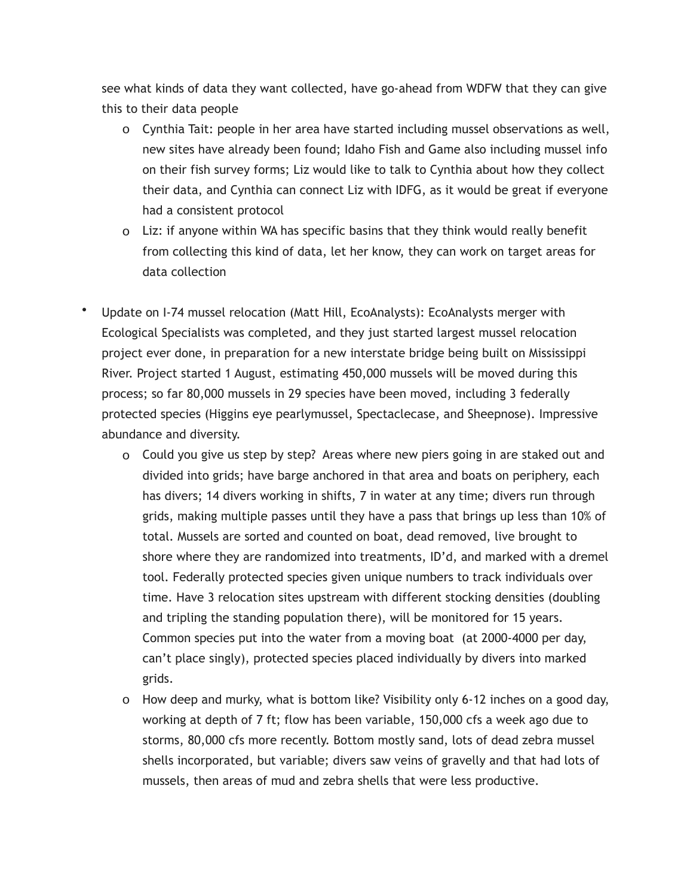see what kinds of data they want collected, have go-ahead from WDFW that they can give this to their data people

  - Cynthia Tait: people in her area have started including mussel observations as well, new sites have already been found; Idaho Fish and Game also including mussel info on their fish survey forms; Liz would like to talk to Cynthia about how they collect their data, and Cynthia can connect Liz with IDFG, as it would be great if everyone had a consistent protocol
  - Liz: if anyone within WA has specific basins that they think would really benefit from collecting this kind of data, let her know, they can work on target areas for data collection

- Update on I-74 mussel relocation (Matt Hill, EcoAnalysts): EcoAnalysts merger with Ecological Specialists was completed, and they just started largest mussel relocation project ever done, in preparation for a new interstate bridge being built on Mississippi River. Project started 1 August, estimating 450,000 mussels will be moved during this process; so far 80,000 mussels in 29 species have been moved, including 3 federally protected species (Higgins eye pearlymussel, Spectaclecase, and Sheepnose). Impressive abundance and diversity.
  - Could you give us step by step? Areas where new piers going in are staked out and divided into grids; have barge anchored in that area and boats on periphery, each has divers; 14 divers working in shifts, 7 in water at any time; divers run through grids, making multiple passes until they have a pass that brings up less than 10% of total. Mussels are sorted and counted on boat, dead removed, live brought to shore where they are randomized into treatments, ID'd, and marked with a dremel tool. Federally protected species given unique numbers to track individuals over time. Have 3 relocation sites upstream with different stocking densities (doubling and tripling the standing population there), will be monitored for 15 years. Common species put into the water from a moving boat (at 2000-4000 per day, can't place singly), protected species placed individually by divers into marked grids.
  - How deep and murky, what is bottom like? Visibility only 6-12 inches on a good day, working at depth of 7 ft; flow has been variable, 150,000 cfs a week ago due to storms, 80,000 cfs more recently. Bottom mostly sand, lots of dead zebra mussel shells incorporated, but variable; divers saw veins of gravelly and that had lots of mussels, then areas of mud and zebra shells that were less productive.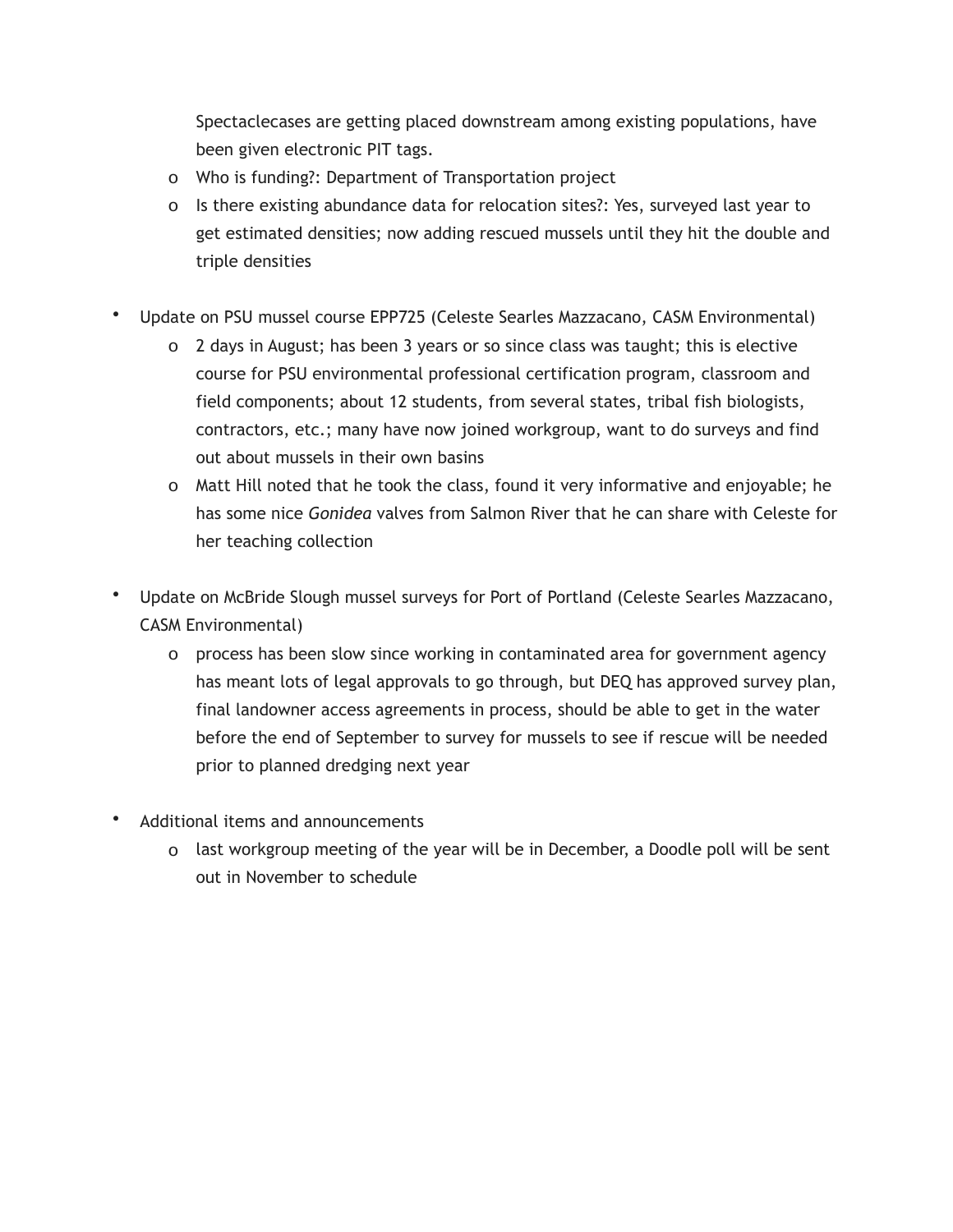Spectaclecases are getting placed downstream among existing populations, have been given electronic PIT tags.

  - Who is funding?: Department of Transportation project
  - Is there existing abundance data for relocation sites?: Yes, surveyed last year to get estimated densities; now adding rescued mussels until they hit the double and triple densities

- Update on PSU mussel course EPP725 (Celeste Searles Mazzacano, CASM Environmental)
  - 2 days in August; has been 3 years or so since class was taught; this is elective course for PSU environmental professional certification program, classroom and field components; about 12 students, from several states, tribal fish biologists, contractors, etc.; many have now joined workgroup, want to do surveys and find out about mussels in their own basins
  - Matt Hill noted that he took the class, found it very informative and enjoyable; he has some nice *Gonidea* valves from Salmon River that he can share with Celeste for her teaching collection

- Update on McBride Slough mussel surveys for Port of Portland (Celeste Searles Mazzacano, CASM Environmental)
  - process has been slow since working in contaminated area for government agency has meant lots of legal approvals to go through, but DEQ has approved survey plan, final landowner access agreements in process, should be able to get in the water before the end of September to survey for mussels to see if rescue will be needed prior to planned dredging next year

- Additional items and announcements
  - last workgroup meeting of the year will be in December, a Doodle poll will be sent out in November to schedule